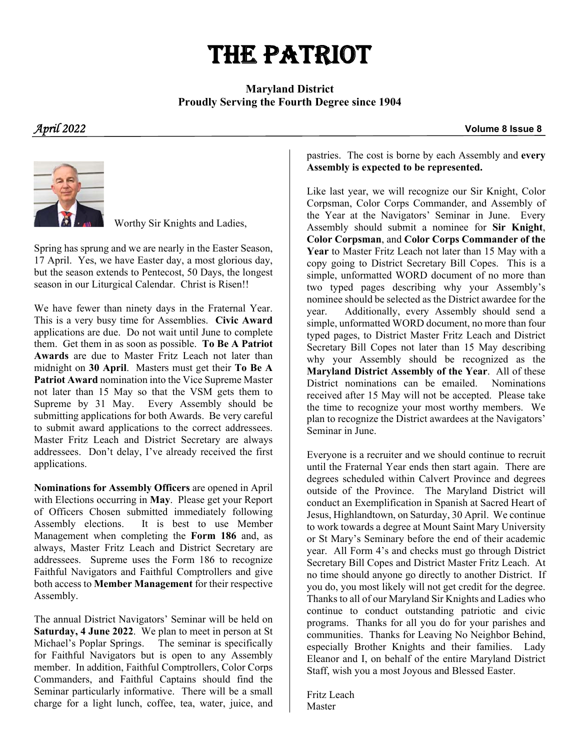# THE PATRIOT

**Maryland District**
**Proudly Serving the Fourth Degree since 1904**

*April 2022* **Volume 8 Issue 8**

Worthy Sir Knights and Ladies,

Spring has sprung and we are nearly in the Easter Season, 17 April. Yes, we have Easter day, a most glorious day, but the season extends to Pentecost, 50 Days, the longest season in our Liturgical Calendar. Christ is Risen!!

We have fewer than ninety days in the Fraternal Year. This is a very busy time for Assemblies. **Civic Award** applications are due. Do not wait until June to complete them. Get them in as soon as possible. **To Be A Patriot Awards** are due to Master Fritz Leach not later than midnight on **30 April**. Masters must get their **To Be A Patriot Award** nomination into the Vice Supreme Master not later than 15 May so that the VSM gets them to Supreme by 31 May. Every Assembly should be submitting applications for both Awards. Be very careful to submit award applications to the correct addressees. Master Fritz Leach and District Secretary are always addressees. Don't delay, I've already received the first applications.

**Nominations for Assembly Officers** are opened in April with Elections occurring in **May**. Please get your Report of Officers Chosen submitted immediately following Assembly elections. It is best to use Member Management when completing the **Form 186** and, as always, Master Fritz Leach and District Secretary are addressees. Supreme uses the Form 186 to recognize Faithful Navigators and Faithful Comptrollers and give both access to **Member Management** for their respective Assembly.

The annual District Navigators' Seminar will be held on **Saturday, 4 June 2022**. We plan to meet in person at St Michael's Poplar Springs. The seminar is specifically for Faithful Navigators but is open to any Assembly member. In addition, Faithful Comptrollers, Color Corps Commanders, and Faithful Captains should find the Seminar particularly informative. There will be a small charge for a light lunch, coffee, tea, water, juice, and pastries. The cost is borne by each Assembly and **every Assembly is expected to be represented.**

Like last year, we will recognize our Sir Knight, Color Corpsman, Color Corps Commander, and Assembly of the Year at the Navigators' Seminar in June. Every Assembly should submit a nominee for **Sir Knight**, **Color Corpsman**, and **Color Corps Commander of the Year** to Master Fritz Leach not later than 15 May with a copy going to District Secretary Bill Copes. This is a simple, unformatted WORD document of no more than two typed pages describing why your Assembly's nominee should be selected as the District awardee for the year. Additionally, every Assembly should send a simple, unformatted WORD document, no more than four typed pages, to District Master Fritz Leach and District Secretary Bill Copes not later than 15 May describing why your Assembly should be recognized as the **Maryland District Assembly of the Year**. All of these District nominations can be emailed. Nominations received after 15 May will not be accepted. Please take the time to recognize your most worthy members. We plan to recognize the District awardees at the Navigators' Seminar in June.

Everyone is a recruiter and we should continue to recruit until the Fraternal Year ends then start again. There are degrees scheduled within Calvert Province and degrees outside of the Province. The Maryland District will conduct an Exemplification in Spanish at Sacred Heart of Jesus, Highlandtown, on Saturday, 30 April. We continue to work towards a degree at Mount Saint Mary University or St Mary's Seminary before the end of their academic year. All Form 4's and checks must go through District Secretary Bill Copes and District Master Fritz Leach. At no time should anyone go directly to another District. If you do, you most likely will not get credit for the degree. Thanks to all of our Maryland Sir Knights and Ladies who continue to conduct outstanding patriotic and civic programs. Thanks for all you do for your parishes and communities. Thanks for Leaving No Neighbor Behind, especially Brother Knights and their families. Lady Eleanor and I, on behalf of the entire Maryland District Staff, wish you a most Joyous and Blessed Easter.

Fritz Leach
Master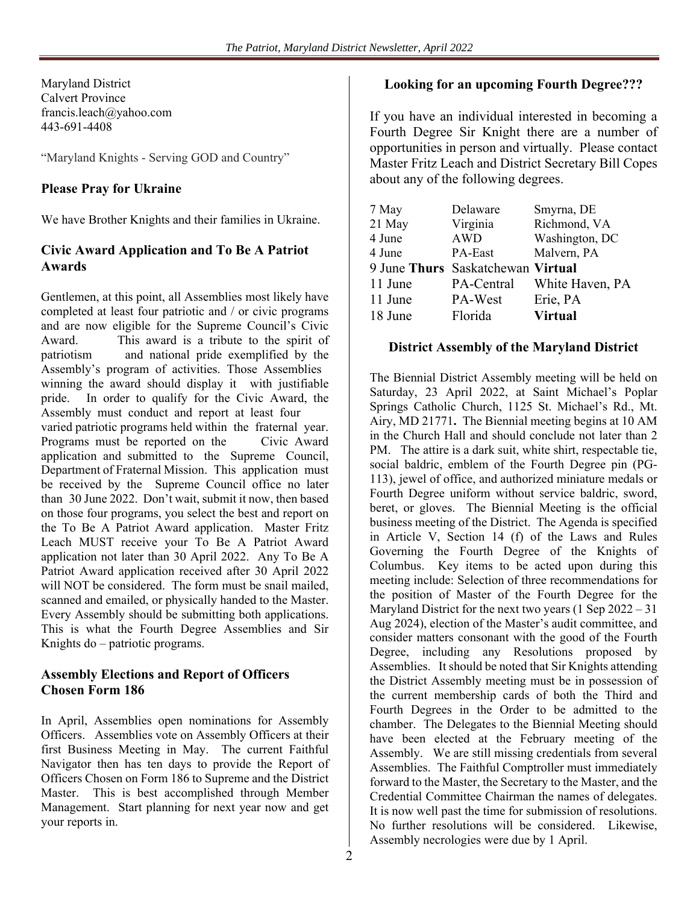Maryland District
Calvert Province
francis.leach@yahoo.com
443-691-4408

"Maryland Knights - Serving GOD and Country"

### Please Pray for Ukraine

We have Brother Knights and their families in Ukraine.

### Civic Award Application and To Be A Patriot Awards

Gentlemen, at this point, all Assemblies most likely have completed at least four patriotic and / or civic programs and are now eligible for the Supreme Council's Civic Award. This award is a tribute to the spirit of patriotism and national pride exemplified by the Assembly's program of activities. Those Assemblies winning the award should display it with justifiable pride. In order to qualify for the Civic Award, the Assembly must conduct and report at least four varied patriotic programs held within the fraternal year. Programs must be reported on the Civic Award application and submitted to the Supreme Council, Department of Fraternal Mission. This application must be received by the Supreme Council office no later than 30 June 2022. Don't wait, submit it now, then based on those four programs, you select the best and report on the To Be A Patriot Award application. Master Fritz Leach MUST receive your To Be A Patriot Award application not later than 30 April 2022. Any To Be A Patriot Award application received after 30 April 2022 will NOT be considered. The form must be snail mailed, scanned and emailed, or physically handed to the Master. Every Assembly should be submitting both applications. This is what the Fourth Degree Assemblies and Sir Knights do – patriotic programs.

### Assembly Elections and Report of Officers Chosen Form 186

In April, Assemblies open nominations for Assembly Officers. Assemblies vote on Assembly Officers at their first Business Meeting in May. The current Faithful Navigator then has ten days to provide the Report of Officers Chosen on Form 186 to Supreme and the District Master. This is best accomplished through Member Management. Start planning for next year now and get your reports in.

### Looking for an upcoming Fourth Degree???

If you have an individual interested in becoming a Fourth Degree Sir Knight there are a number of opportunities in person and virtually. Please contact Master Fritz Leach and District Secretary Bill Copes about any of the following degrees.

| | | |
|---|---|---|
| 7 May | Delaware | Smyrna, DE |
| 21 May | Virginia | Richmond, VA |
| 4 June | AWD | Washington, DC |
| 4 June | PA-East | Malvern, PA |
| 9 June **Thurs** | Saskatchewan | **Virtual** |
| 11 June | PA-Central | White Haven, PA |
| 11 June | PA-West | Erie, PA |
| 18 June | Florida | **Virtual** |

### District Assembly of the Maryland District

The Biennial District Assembly meeting will be held on Saturday, 23 April 2022, at Saint Michael's Poplar Springs Catholic Church, 1125 St. Michael's Rd., Mt. Airy, MD 21771**.** The Biennial meeting begins at 10 AM in the Church Hall and should conclude not later than 2 PM. The attire is a dark suit, white shirt, respectable tie, social baldric, emblem of the Fourth Degree pin (PG-113), jewel of office, and authorized miniature medals or Fourth Degree uniform without service baldric, sword, beret, or gloves. The Biennial Meeting is the official business meeting of the District. The Agenda is specified in Article V, Section 14 (f) of the Laws and Rules Governing the Fourth Degree of the Knights of Columbus. Key items to be acted upon during this meeting include: Selection of three recommendations for the position of Master of the Fourth Degree for the Maryland District for the next two years (1 Sep 2022 – 31 Aug 2024), election of the Master's audit committee, and consider matters consonant with the good of the Fourth Degree, including any Resolutions proposed by Assemblies. It should be noted that Sir Knights attending the District Assembly meeting must be in possession of the current membership cards of both the Third and Fourth Degrees in the Order to be admitted to the chamber. The Delegates to the Biennial Meeting should have been elected at the February meeting of the Assembly. We are still missing credentials from several Assemblies. The Faithful Comptroller must immediately forward to the Master, the Secretary to the Master, and the Credential Committee Chairman the names of delegates. It is now well past the time for submission of resolutions. No further resolutions will be considered. Likewise, Assembly necrologies were due by 1 April.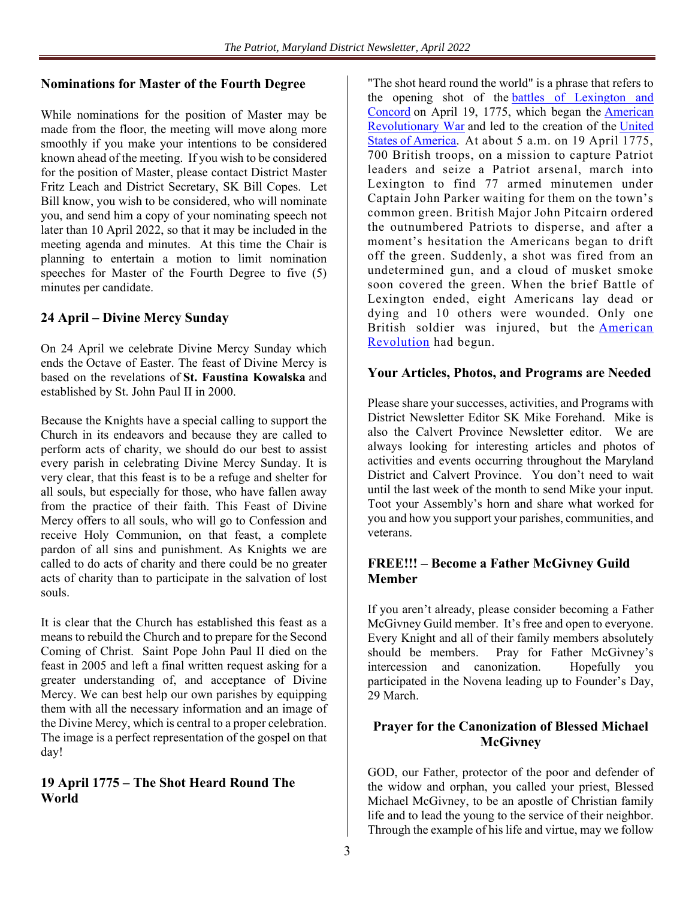## Nominations for Master of the Fourth Degree

While nominations for the position of Master may be made from the floor, the meeting will move along more smoothly if you make your intentions to be considered known ahead of the meeting. If you wish to be considered for the position of Master, please contact District Master Fritz Leach and District Secretary, SK Bill Copes. Let Bill know, you wish to be considered, who will nominate you, and send him a copy of your nominating speech not later than 10 April 2022, so that it may be included in the meeting agenda and minutes. At this time the Chair is planning to entertain a motion to limit nomination speeches for Master of the Fourth Degree to five (5) minutes per candidate.

## 24 April – Divine Mercy Sunday

On 24 April we celebrate Divine Mercy Sunday which ends the Octave of Easter. The feast of Divine Mercy is based on the revelations of **St. Faustina Kowalska** and established by St. John Paul II in 2000.

Because the Knights have a special calling to support the Church in its endeavors and because they are called to perform acts of charity, we should do our best to assist every parish in celebrating Divine Mercy Sunday. It is very clear, that this feast is to be a refuge and shelter for all souls, but especially for those, who have fallen away from the practice of their faith. This Feast of Divine Mercy offers to all souls, who will go to Confession and receive Holy Communion, on that feast, a complete pardon of all sins and punishment. As Knights we are called to do acts of charity and there could be no greater acts of charity than to participate in the salvation of lost souls.

It is clear that the Church has established this feast as a means to rebuild the Church and to prepare for the Second Coming of Christ. Saint Pope John Paul II died on the feast in 2005 and left a final written request asking for a greater understanding of, and acceptance of Divine Mercy. We can best help our own parishes by equipping them with all the necessary information and an image of the Divine Mercy, which is central to a proper celebration. The image is a perfect representation of the gospel on that day!

## 19 April 1775 – The Shot Heard Round The World

"The shot heard round the world" is a phrase that refers to the opening shot of the battles of Lexington and Concord on April 19, 1775, which began the American Revolutionary War and led to the creation of the United States of America. At about 5 a.m. on 19 April 1775, 700 British troops, on a mission to capture Patriot leaders and seize a Patriot arsenal, march into Lexington to find 77 armed minutemen under Captain John Parker waiting for them on the town's common green. British Major John Pitcairn ordered the outnumbered Patriots to disperse, and after a moment's hesitation the Americans began to drift off the green. Suddenly, a shot was fired from an undetermined gun, and a cloud of musket smoke soon covered the green. When the brief Battle of Lexington ended, eight Americans lay dead or dying and 10 others were wounded. Only one British soldier was injured, but the American Revolution had begun.

## Your Articles, Photos, and Programs are Needed

Please share your successes, activities, and Programs with District Newsletter Editor SK Mike Forehand. Mike is also the Calvert Province Newsletter editor. We are always looking for interesting articles and photos of activities and events occurring throughout the Maryland District and Calvert Province. You don't need to wait until the last week of the month to send Mike your input. Toot your Assembly's horn and share what worked for you and how you support your parishes, communities, and veterans.

## FREE!!! – Become a Father McGivney Guild Member

If you aren't already, please consider becoming a Father McGivney Guild member. It's free and open to everyone. Every Knight and all of their family members absolutely should be members. Pray for Father McGivney's intercession and canonization. Hopefully you participated in the Novena leading up to Founder's Day, 29 March.

## Prayer for the Canonization of Blessed Michael McGivney

GOD, our Father, protector of the poor and defender of the widow and orphan, you called your priest, Blessed Michael McGivney, to be an apostle of Christian family life and to lead the young to the service of their neighbor. Through the example of his life and virtue, may we follow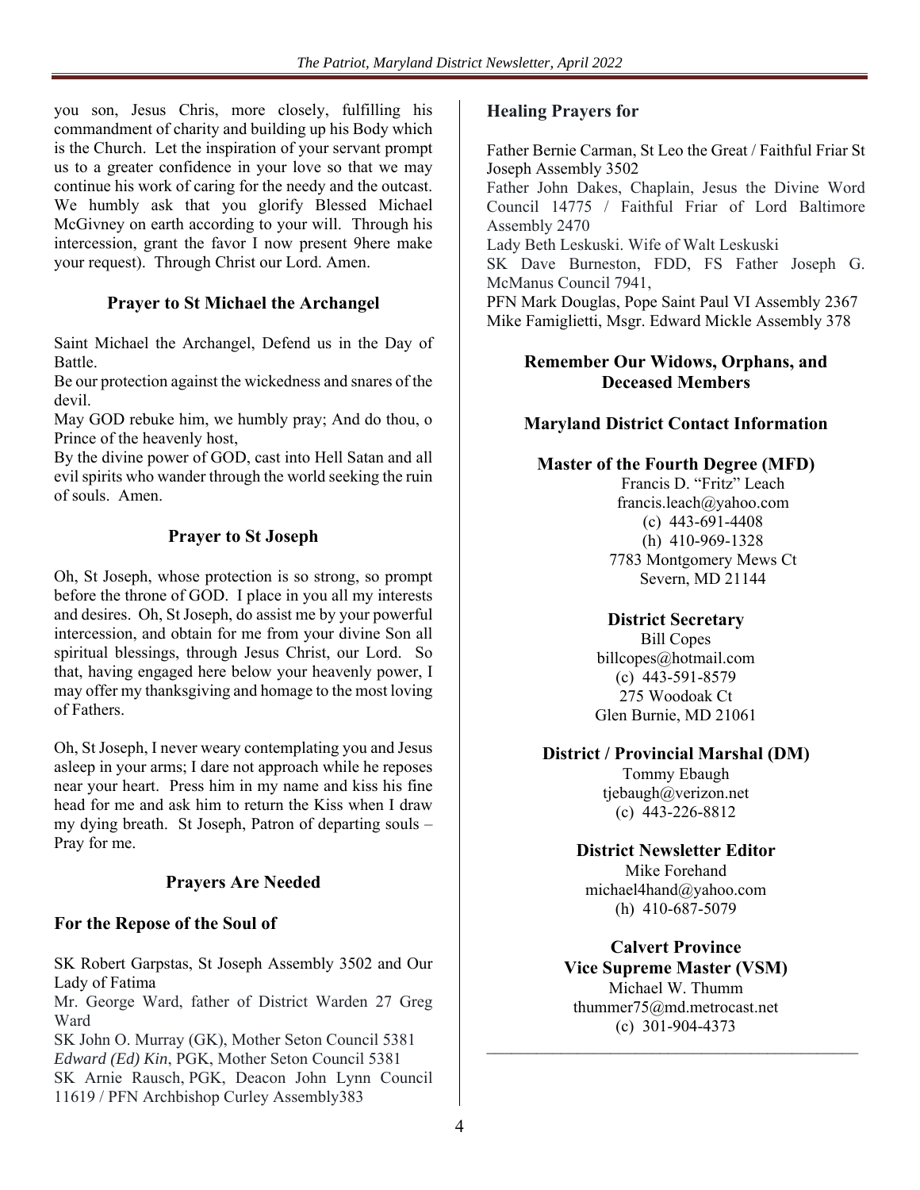you son, Jesus Chris, more closely, fulfilling his commandment of charity and building up his Body which is the Church. Let the inspiration of your servant prompt us to a greater confidence in your love so that we may continue his work of caring for the needy and the outcast. We humbly ask that you glorify Blessed Michael McGivney on earth according to your will. Through his intercession, grant the favor I now present 9here make your request). Through Christ our Lord. Amen.

### Prayer to St Michael the Archangel

Saint Michael the Archangel, Defend us in the Day of Battle.
Be our protection against the wickedness and snares of the devil.
May GOD rebuke him, we humbly pray; And do thou, o Prince of the heavenly host,
By the divine power of GOD, cast into Hell Satan and all evil spirits who wander through the world seeking the ruin of souls. Amen.

### Prayer to St Joseph

Oh, St Joseph, whose protection is so strong, so prompt before the throne of GOD. I place in you all my interests and desires. Oh, St Joseph, do assist me by your powerful intercession, and obtain for me from your divine Son all spiritual blessings, through Jesus Christ, our Lord. So that, having engaged here below your heavenly power, I may offer my thanksgiving and homage to the most loving of Fathers.

Oh, St Joseph, I never weary contemplating you and Jesus asleep in your arms; I dare not approach while he reposes near your heart. Press him in my name and kiss his fine head for me and ask him to return the Kiss when I draw my dying breath. St Joseph, Patron of departing souls – Pray for me.

### Prayers Are Needed

### For the Repose of the Soul of

SK Robert Garpstas, St Joseph Assembly 3502 and Our Lady of Fatima
Mr. George Ward, father of District Warden 27 Greg Ward
SK John O. Murray (GK), Mother Seton Council 5381
*Edward (Ed) Kin*, PGK, Mother Seton Council 5381
SK Arnie Rausch, PGK, Deacon John Lynn Council 11619 / PFN Archbishop Curley Assembly383

### Healing Prayers for

Father Bernie Carman, St Leo the Great / Faithful Friar St Joseph Assembly 3502
Father John Dakes, Chaplain, Jesus the Divine Word Council 14775 / Faithful Friar of Lord Baltimore Assembly 2470
Lady Beth Leskuski. Wife of Walt Leskuski
SK Dave Burneston, FDD, FS Father Joseph G. McManus Council 7941,
PFN Mark Douglas, Pope Saint Paul VI Assembly 2367
Mike Famiglietti, Msgr. Edward Mickle Assembly 378

### Remember Our Widows, Orphans, and Deceased Members

### Maryland District Contact Information

**Master of the Fourth Degree (MFD)**
Francis D. "Fritz" Leach
francis.leach@yahoo.com
(c) 443-691-4408
(h) 410-969-1328
7783 Montgomery Mews Ct
Severn, MD 21144

**District Secretary**
Bill Copes
billcopes@hotmail.com
(c) 443-591-8579
275 Woodoak Ct
Glen Burnie, MD 21061

**District / Provincial Marshal (DM)**
Tommy Ebaugh
tjebaugh@verizon.net
(c) 443-226-8812

**District Newsletter Editor**
Mike Forehand
michael4hand@yahoo.com
(h) 410-687-5079

**Calvert Province**
**Vice Supreme Master (VSM)**
Michael W. Thumm
thummer75@md.metrocast.net
(c) 301-904-4373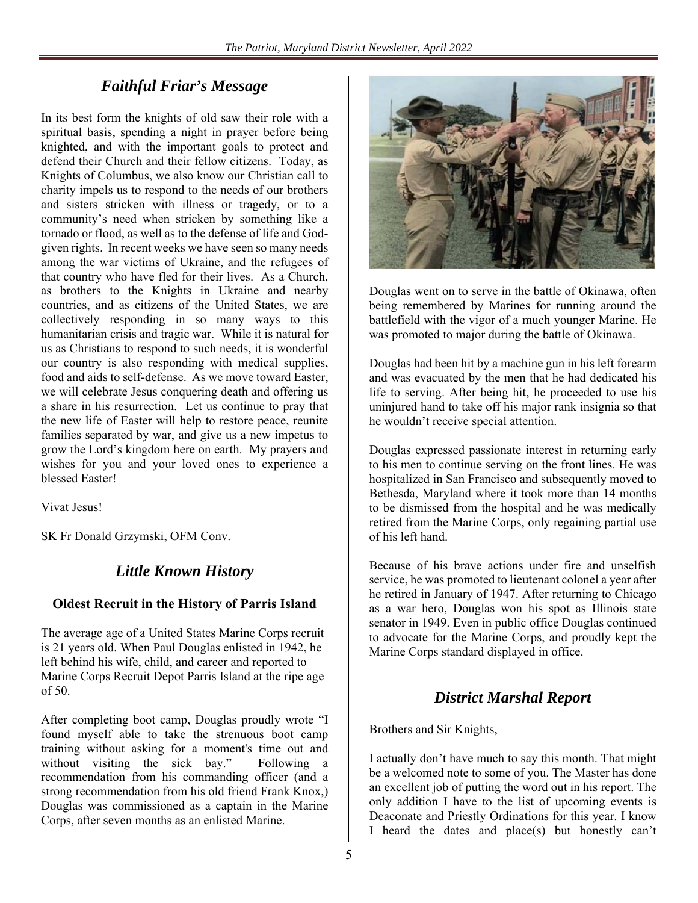## *Faithful Friar's Message*

In its best form the knights of old saw their role with a spiritual basis, spending a night in prayer before being knighted, and with the important goals to protect and defend their Church and their fellow citizens. Today, as Knights of Columbus, we also know our Christian call to charity impels us to respond to the needs of our brothers and sisters stricken with illness or tragedy, or to a community's need when stricken by something like a tornado or flood, as well as to the defense of life and God-given rights. In recent weeks we have seen so many needs among the war victims of Ukraine, and the refugees of that country who have fled for their lives. As a Church, as brothers to the Knights in Ukraine and nearby countries, and as citizens of the United States, we are collectively responding in so many ways to this humanitarian crisis and tragic war. While it is natural for us as Christians to respond to such needs, it is wonderful our country is also responding with medical supplies, food and aids to self-defense. As we move toward Easter, we will celebrate Jesus conquering death and offering us a share in his resurrection. Let us continue to pray that the new life of Easter will help to restore peace, reunite families separated by war, and give us a new impetus to grow the Lord's kingdom here on earth. My prayers and wishes for you and your loved ones to experience a blessed Easter!

Vivat Jesus!

SK Fr Donald Grzymski, OFM Conv.

## *Little Known History*

### Oldest Recruit in the History of Parris Island

The average age of a United States Marine Corps recruit is 21 years old. When Paul Douglas enlisted in 1942, he left behind his wife, child, and career and reported to Marine Corps Recruit Depot Parris Island at the ripe age of 50.

After completing boot camp, Douglas proudly wrote "I found myself able to take the strenuous boot camp training without asking for a moment's time out and without visiting the sick bay." Following a recommendation from his commanding officer (and a strong recommendation from his old friend Frank Knox,) Douglas was commissioned as a captain in the Marine Corps, after seven months as an enlisted Marine.

Douglas went on to serve in the battle of Okinawa, often being remembered by Marines for running around the battlefield with the vigor of a much younger Marine. He was promoted to major during the battle of Okinawa.

Douglas had been hit by a machine gun in his left forearm and was evacuated by the men that he had dedicated his life to serving. After being hit, he proceeded to use his uninjured hand to take off his major rank insignia so that he wouldn't receive special attention.

Douglas expressed passionate interest in returning early to his men to continue serving on the front lines. He was hospitalized in San Francisco and subsequently moved to Bethesda, Maryland where it took more than 14 months to be dismissed from the hospital and he was medically retired from the Marine Corps, only regaining partial use of his left hand.

Because of his brave actions under fire and unselfish service, he was promoted to lieutenant colonel a year after he retired in January of 1947. After returning to Chicago as a war hero, Douglas won his spot as Illinois state senator in 1949. Even in public office Douglas continued to advocate for the Marine Corps, and proudly kept the Marine Corps standard displayed in office.

## *District Marshal Report*

Brothers and Sir Knights,

I actually don't have much to say this month. That might be a welcomed note to some of you. The Master has done an excellent job of putting the word out in his report. The only addition I have to the list of upcoming events is Deaconate and Priestly Ordinations for this year. I know I heard the dates and place(s) but honestly can't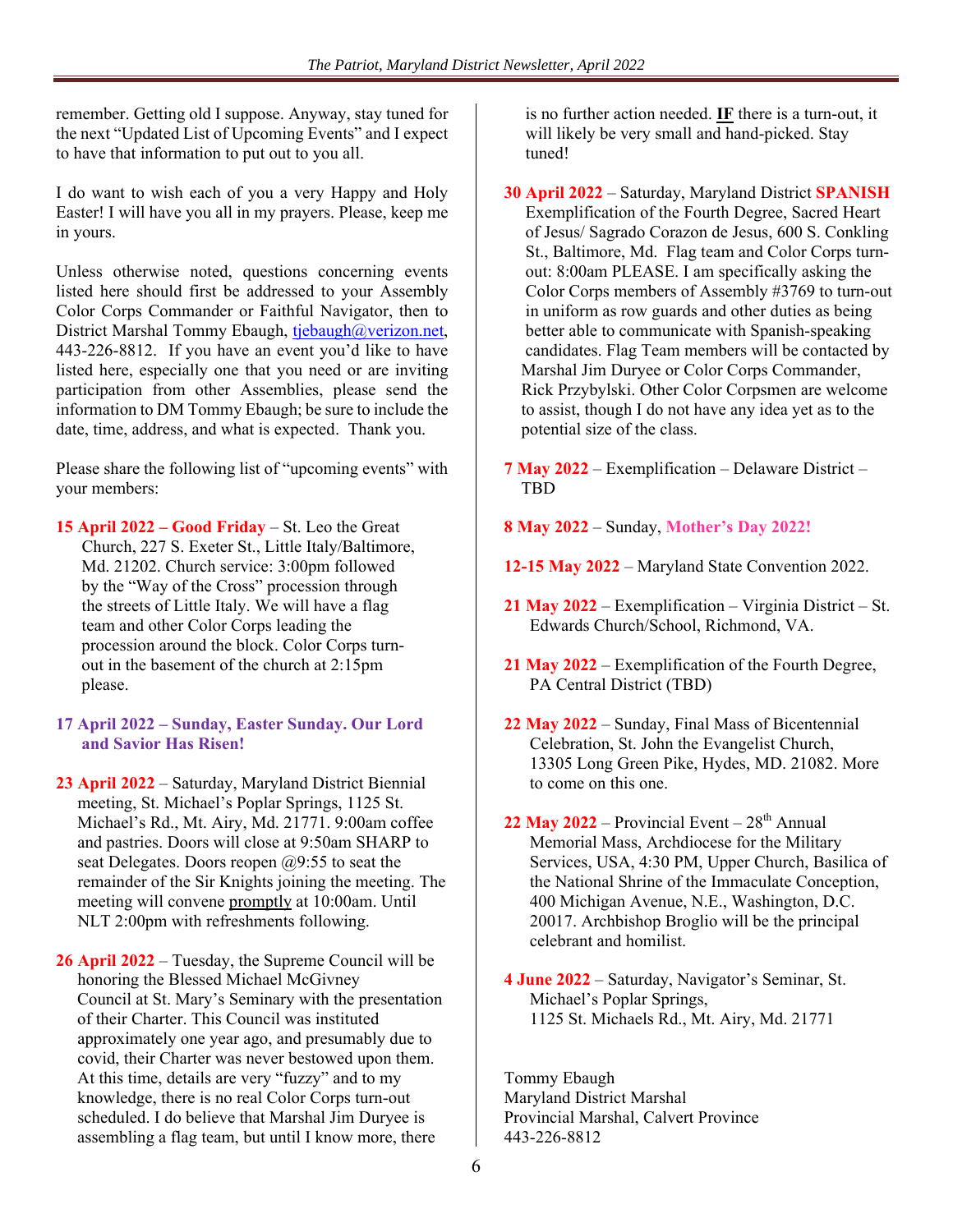remember. Getting old I suppose. Anyway, stay tuned for the next "Updated List of Upcoming Events" and I expect to have that information to put out to you all.

I do want to wish each of you a very Happy and Holy Easter! I will have you all in my prayers. Please, keep me in yours.

Unless otherwise noted, questions concerning events listed here should first be addressed to your Assembly Color Corps Commander or Faithful Navigator, then to District Marshal Tommy Ebaugh, tjebaugh@verizon.net, 443-226-8812. If you have an event you'd like to have listed here, especially one that you need or are inviting participation from other Assemblies, please send the information to DM Tommy Ebaugh; be sure to include the date, time, address, and what is expected. Thank you.

Please share the following list of "upcoming events" with your members:

**15 April 2022 – Good Friday** – St. Leo the Great Church, 227 S. Exeter St., Little Italy/Baltimore, Md. 21202. Church service: 3:00pm followed by the "Way of the Cross" procession through the streets of Little Italy. We will have a flag team and other Color Corps leading the procession around the block. Color Corps turn-out in the basement of the church at 2:15pm please.

**17 April 2022 – Sunday, Easter Sunday. Our Lord and Savior Has Risen!**

**23 April 2022** – Saturday, Maryland District Biennial meeting, St. Michael's Poplar Springs, 1125 St. Michael's Rd., Mt. Airy, Md. 21771. 9:00am coffee and pastries. Doors will close at 9:50am SHARP to seat Delegates. Doors reopen @9:55 to seat the remainder of the Sir Knights joining the meeting. The meeting will convene promptly at 10:00am. Until NLT 2:00pm with refreshments following.

**26 April 2022** – Tuesday, the Supreme Council will be honoring the Blessed Michael McGivney Council at St. Mary's Seminary with the presentation of their Charter. This Council was instituted approximately one year ago, and presumably due to covid, their Charter was never bestowed upon them. At this time, details are very "fuzzy" and to my knowledge, there is no real Color Corps turn-out scheduled. I do believe that Marshal Jim Duryee is assembling a flag team, but until I know more, there is no further action needed. **IF** there is a turn-out, it will likely be very small and hand-picked. Stay tuned!

**30 April 2022** – Saturday, Maryland District **SPANISH** Exemplification of the Fourth Degree, Sacred Heart of Jesus/ Sagrado Corazon de Jesus, 600 S. Conkling St., Baltimore, Md. Flag team and Color Corps turn-out: 8:00am PLEASE. I am specifically asking the Color Corps members of Assembly #3769 to turn-out in uniform as row guards and other duties as being better able to communicate with Spanish-speaking candidates. Flag Team members will be contacted by Marshal Jim Duryee or Color Corps Commander, Rick Przybylski. Other Color Corpsmen are welcome to assist, though I do not have any idea yet as to the potential size of the class.

**7 May 2022** – Exemplification – Delaware District – TBD

**8 May 2022** – Sunday, **Mother's Day 2022!**

**12-15 May 2022** – Maryland State Convention 2022.

**21 May 2022** – Exemplification – Virginia District – St. Edwards Church/School, Richmond, VA.

**21 May 2022** – Exemplification of the Fourth Degree, PA Central District (TBD)

**22 May 2022** – Sunday, Final Mass of Bicentennial Celebration, St. John the Evangelist Church, 13305 Long Green Pike, Hydes, MD. 21082. More to come on this one.

**22 May 2022** – Provincial Event – 28th Annual Memorial Mass, Archdiocese for the Military Services, USA, 4:30 PM, Upper Church, Basilica of the National Shrine of the Immaculate Conception, 400 Michigan Avenue, N.E., Washington, D.C. 20017. Archbishop Broglio will be the principal celebrant and homilist.

**4 June 2022** – Saturday, Navigator's Seminar, St. Michael's Poplar Springs, 1125 St. Michaels Rd., Mt. Airy, Md. 21771

Tommy Ebaugh  
Maryland District Marshal  
Provincial Marshal, Calvert Province  
443-226-8812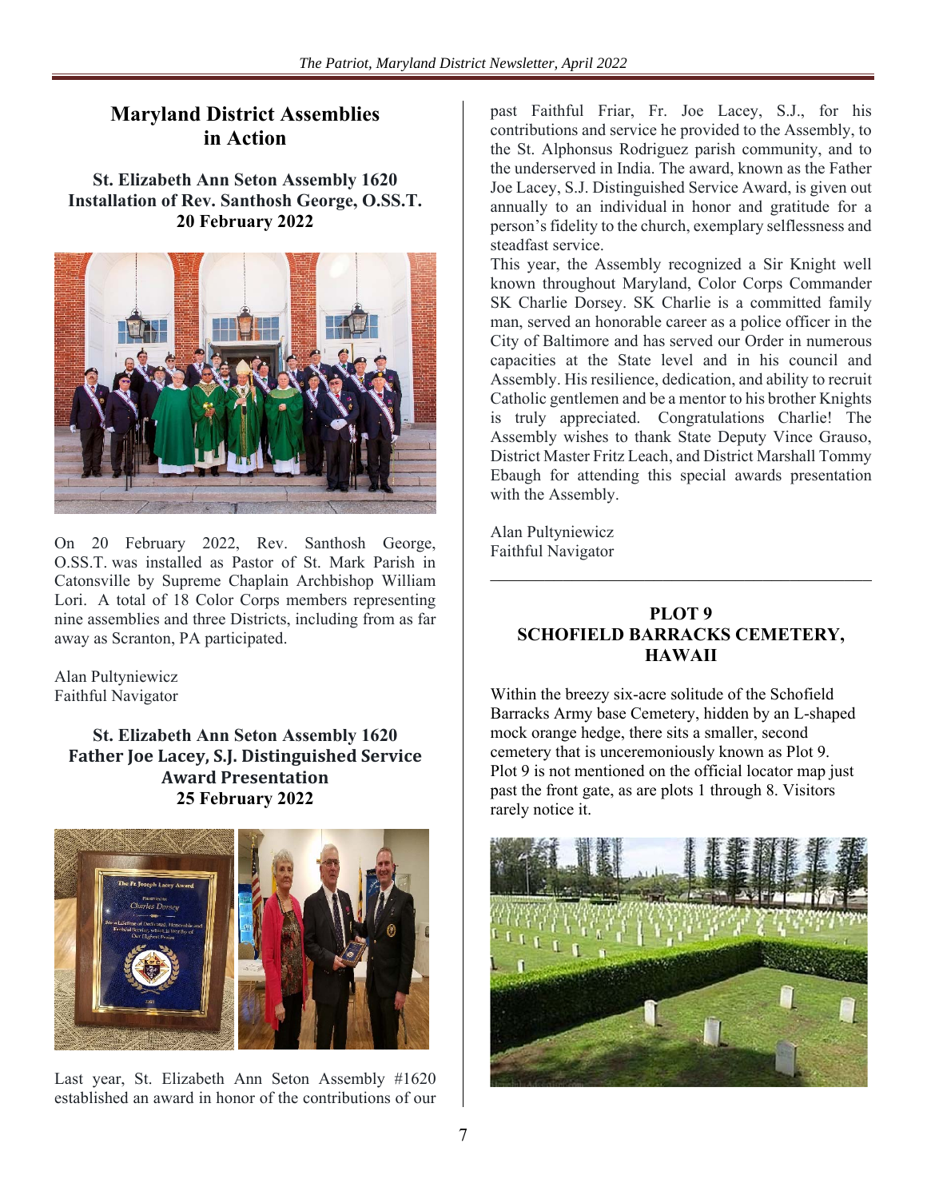# Maryland District Assemblies in Action

## St. Elizabeth Ann Seton Assembly 1620 Installation of Rev. Santhosh George, O.SS.T. 20 February 2022

On 20 February 2022, Rev. Santhosh George, O.SS.T. was installed as Pastor of St. Mark Parish in Catonsville by Supreme Chaplain Archbishop William Lori. A total of 18 Color Corps members representing nine assemblies and three Districts, including from as far away as Scranton, PA participated.

Alan Pultyniewicz
Faithful Navigator

## St. Elizabeth Ann Seton Assembly 1620 Father Joe Lacey, S.J. Distinguished Service Award Presentation 25 February 2022

Last year, St. Elizabeth Ann Seton Assembly #1620 established an award in honor of the contributions of our past Faithful Friar, Fr. Joe Lacey, S.J., for his contributions and service he provided to the Assembly, to the St. Alphonsus Rodriguez parish community, and to the underserved in India. The award, known as the Father Joe Lacey, S.J. Distinguished Service Award, is given out annually to an individual in honor and gratitude for a person's fidelity to the church, exemplary selflessness and steadfast service.

This year, the Assembly recognized a Sir Knight well known throughout Maryland, Color Corps Commander SK Charlie Dorsey. SK Charlie is a committed family man, served an honorable career as a police officer in the City of Baltimore and has served our Order in numerous capacities at the State level and in his council and Assembly. His resilience, dedication, and ability to recruit Catholic gentlemen and be a mentor to his brother Knights is truly appreciated. Congratulations Charlie! The Assembly wishes to thank State Deputy Vince Grauso, District Master Fritz Leach, and District Marshall Tommy Ebaugh for attending this special awards presentation with the Assembly.

Alan Pultyniewicz
Faithful Navigator

---

## PLOT 9 SCHOFIELD BARRACKS CEMETERY, HAWAII

Within the breezy six-acre solitude of the Schofield Barracks Army base Cemetery, hidden by an L-shaped mock orange hedge, there sits a smaller, second cemetery that is unceremoniously known as Plot 9. Plot 9 is not mentioned on the official locator map just past the front gate, as are plots 1 through 8. Visitors rarely notice it.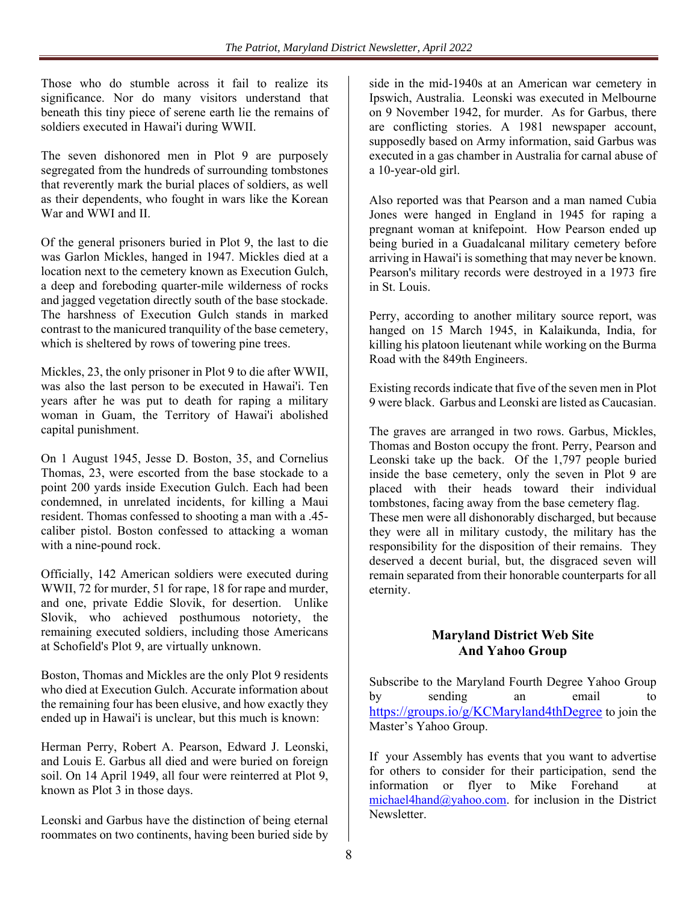Those who do stumble across it fail to realize its significance. Nor do many visitors understand that beneath this tiny piece of serene earth lie the remains of soldiers executed in Hawai'i during WWII.

The seven dishonored men in Plot 9 are purposely segregated from the hundreds of surrounding tombstones that reverently mark the burial places of soldiers, as well as their dependents, who fought in wars like the Korean War and WWI and II.

Of the general prisoners buried in Plot 9, the last to die was Garlon Mickles, hanged in 1947. Mickles died at a location next to the cemetery known as Execution Gulch, a deep and foreboding quarter-mile wilderness of rocks and jagged vegetation directly south of the base stockade. The harshness of Execution Gulch stands in marked contrast to the manicured tranquility of the base cemetery, which is sheltered by rows of towering pine trees.

Mickles, 23, the only prisoner in Plot 9 to die after WWII, was also the last person to be executed in Hawai'i. Ten years after he was put to death for raping a military woman in Guam, the Territory of Hawai'i abolished capital punishment.

On 1 August 1945, Jesse D. Boston, 35, and Cornelius Thomas, 23, were escorted from the base stockade to a point 200 yards inside Execution Gulch. Each had been condemned, in unrelated incidents, for killing a Maui resident. Thomas confessed to shooting a man with a .45-caliber pistol. Boston confessed to attacking a woman with a nine-pound rock.

Officially, 142 American soldiers were executed during WWII, 72 for murder, 51 for rape, 18 for rape and murder, and one, private Eddie Slovik, for desertion. Unlike Slovik, who achieved posthumous notoriety, the remaining executed soldiers, including those Americans at Schofield's Plot 9, are virtually unknown.

Boston, Thomas and Mickles are the only Plot 9 residents who died at Execution Gulch. Accurate information about the remaining four has been elusive, and how exactly they ended up in Hawai'i is unclear, but this much is known:

Herman Perry, Robert A. Pearson, Edward J. Leonski, and Louis E. Garbus all died and were buried on foreign soil. On 14 April 1949, all four were reinterred at Plot 9, known as Plot 3 in those days.

Leonski and Garbus have the distinction of being eternal roommates on two continents, having been buried side by side in the mid-1940s at an American war cemetery in Ipswich, Australia. Leonski was executed in Melbourne on 9 November 1942, for murder. As for Garbus, there are conflicting stories. A 1981 newspaper account, supposedly based on Army information, said Garbus was executed in a gas chamber in Australia for carnal abuse of a 10-year-old girl.

Also reported was that Pearson and a man named Cubia Jones were hanged in England in 1945 for raping a pregnant woman at knifepoint. How Pearson ended up being buried in a Guadalcanal military cemetery before arriving in Hawai'i is something that may never be known. Pearson's military records were destroyed in a 1973 fire in St. Louis.

Perry, according to another military source report, was hanged on 15 March 1945, in Kalaikunda, India, for killing his platoon lieutenant while working on the Burma Road with the 849th Engineers.

Existing records indicate that five of the seven men in Plot 9 were black. Garbus and Leonski are listed as Caucasian.

The graves are arranged in two rows. Garbus, Mickles, Thomas and Boston occupy the front. Perry, Pearson and Leonski take up the back. Of the 1,797 people buried inside the base cemetery, only the seven in Plot 9 are placed with their heads toward their individual tombstones, facing away from the base cemetery flag.
These men were all dishonorably discharged, but because they were all in military custody, the military has the responsibility for the disposition of their remains. They deserved a decent burial, but, the disgraced seven will remain separated from their honorable counterparts for all eternity.

## Maryland District Web Site And Yahoo Group

Subscribe to the Maryland Fourth Degree Yahoo Group by sending an email to https://groups.io/g/KCMaryland4thDegree to join the Master's Yahoo Group.

If your Assembly has events that you want to advertise for others to consider for their participation, send the information or flyer to Mike Forehand at michael4hand@yahoo.com. for inclusion in the District Newsletter.